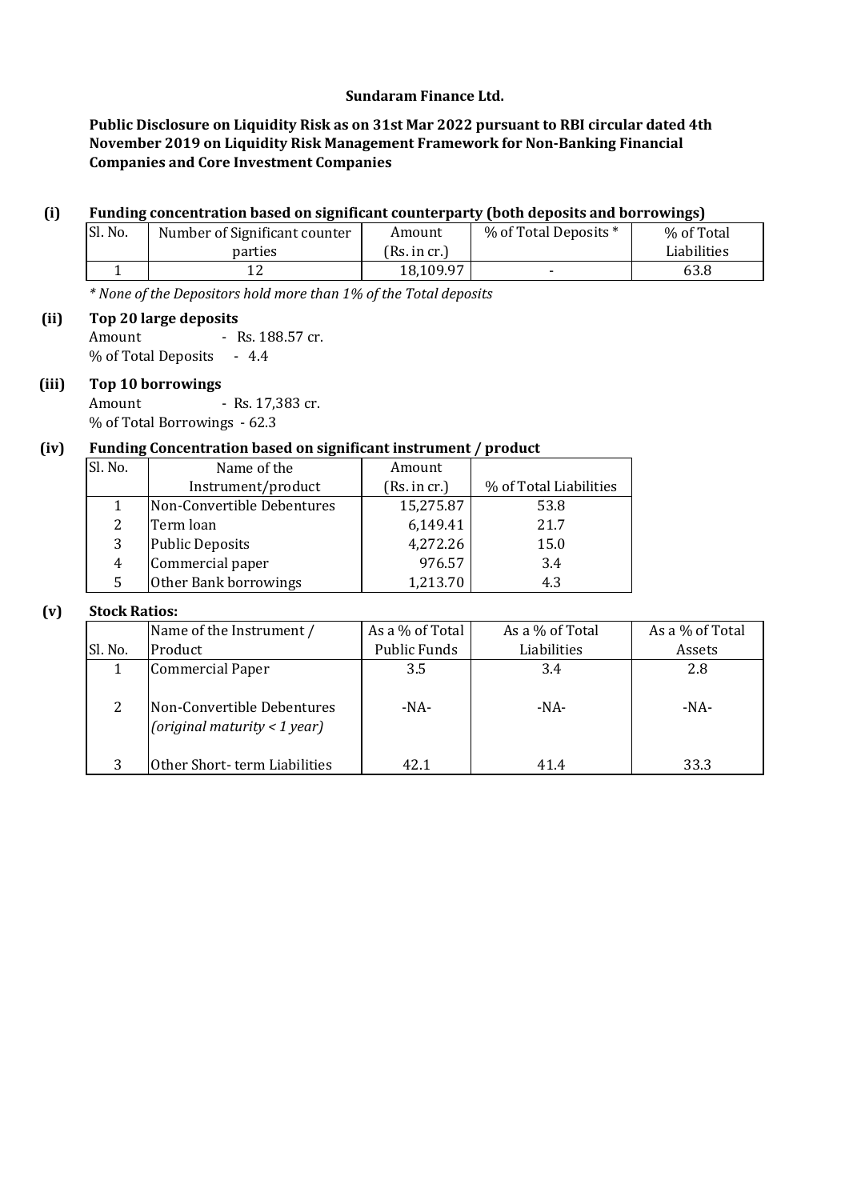**Sundaram Finance Ltd.**

**Public Disclosure on Liquidity Risk as on 31st Mar 2022 pursuant to RBI circular dated 4th November 2019 on Liquidity Risk Management Framework for Non-Banking Financial Companies and Core Investment Companies**

**(i) Funding concentration based on significant counterparty (both deposits and borrowings)**

| Sl. No. | Number of Significant counter parties | Amount (Rs. in cr.) | % of Total Deposits * | % of Total Liabilities |
|---|---|---|---|---|
| 1 | 12 | 18,109.97 | - | 63.8 |

*\* None of the Depositors hold more than 1% of the Total deposits*

**(ii) Top 20 large deposits**

Amount - Rs. 188.57 cr.

% of Total Deposits - 4.4

**(iii) Top 10 borrowings**

Amount - Rs. 17,383 cr.

% of Total Borrowings - 62.3

**(iv) Funding Concentration based on significant instrument / product**

| Sl. No. | Name of the Instrument/product | Amount (Rs. in cr.) | % of Total Liabilities |
|---|---|---|---|
| 1 | Non-Convertible Debentures | 15,275.87 | 53.8 |
| 2 | Term loan | 6,149.41 | 21.7 |
| 3 | Public Deposits | 4,272.26 | 15.0 |
| 4 | Commercial paper | 976.57 | 3.4 |
| 5 | Other Bank borrowings | 1,213.70 | 4.3 |

**(v) Stock Ratios:**

| Sl. No. | Name of the Instrument / Product | As a % of Total Public Funds | As a % of Total Liabilities | As a % of Total Assets |
|---|---|---|---|---|
| 1 | Commercial Paper | 3.5 | 3.4 | 2.8 |
| 2 | Non-Convertible Debentures *(original maturity < 1 year)* | -NA- | -NA- | -NA- |
| 3 | Other Short- term Liabilities | 42.1 | 41.4 | 33.3 |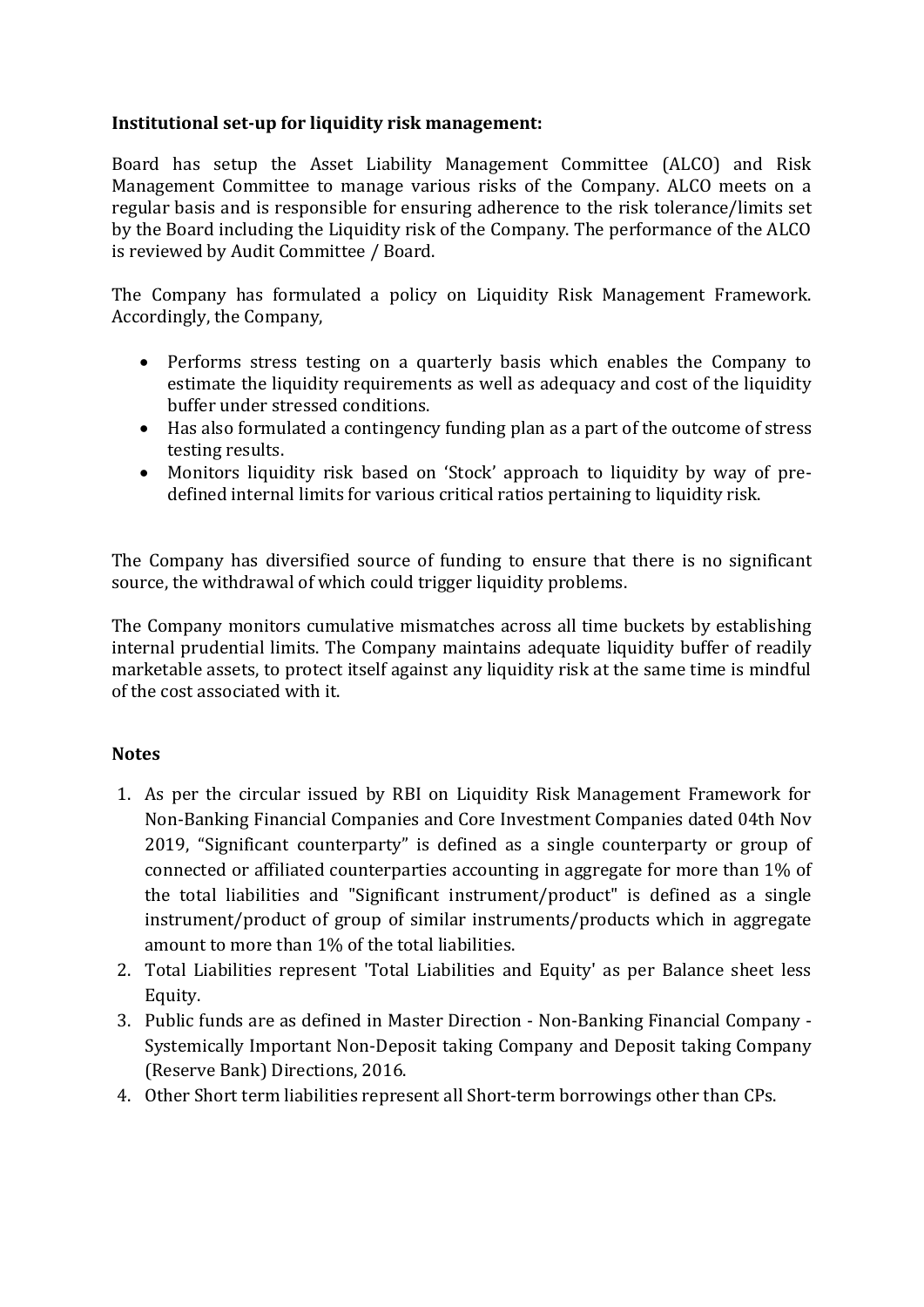**Institutional set-up for liquidity risk management:**

Board has setup the Asset Liability Management Committee (ALCO) and Risk Management Committee to manage various risks of the Company. ALCO meets on a regular basis and is responsible for ensuring adherence to the risk tolerance/limits set by the Board including the Liquidity risk of the Company. The performance of the ALCO is reviewed by Audit Committee / Board.

The Company has formulated a policy on Liquidity Risk Management Framework. Accordingly, the Company,

- Performs stress testing on a quarterly basis which enables the Company to estimate the liquidity requirements as well as adequacy and cost of the liquidity buffer under stressed conditions.
- Has also formulated a contingency funding plan as a part of the outcome of stress testing results.
- Monitors liquidity risk based on 'Stock' approach to liquidity by way of pre-defined internal limits for various critical ratios pertaining to liquidity risk.

The Company has diversified source of funding to ensure that there is no significant source, the withdrawal of which could trigger liquidity problems.

The Company monitors cumulative mismatches across all time buckets by establishing internal prudential limits. The Company maintains adequate liquidity buffer of readily marketable assets, to protect itself against any liquidity risk at the same time is mindful of the cost associated with it.

**Notes**

1. As per the circular issued by RBI on Liquidity Risk Management Framework for Non-Banking Financial Companies and Core Investment Companies dated 04th Nov 2019, "Significant counterparty" is defined as a single counterparty or group of connected or affiliated counterparties accounting in aggregate for more than 1% of the total liabilities and "Significant instrument/product" is defined as a single instrument/product of group of similar instruments/products which in aggregate amount to more than 1% of the total liabilities.
2. Total Liabilities represent 'Total Liabilities and Equity' as per Balance sheet less Equity.
3. Public funds are as defined in Master Direction - Non-Banking Financial Company - Systemically Important Non-Deposit taking Company and Deposit taking Company (Reserve Bank) Directions, 2016.
4. Other Short term liabilities represent all Short-term borrowings other than CPs.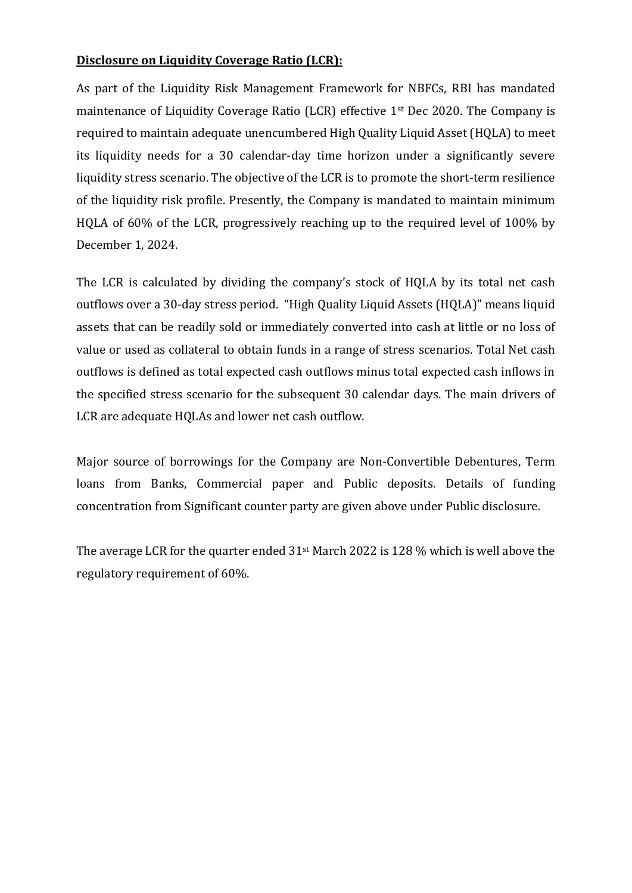**<u>Disclosure on Liquidity Coverage Ratio (LCR):</u>**

As part of the Liquidity Risk Management Framework for NBFCs, RBI has mandated maintenance of Liquidity Coverage Ratio (LCR) effective 1st Dec 2020. The Company is required to maintain adequate unencumbered High Quality Liquid Asset (HQLA) to meet its liquidity needs for a 30 calendar-day time horizon under a significantly severe liquidity stress scenario. The objective of the LCR is to promote the short-term resilience of the liquidity risk profile. Presently, the Company is mandated to maintain minimum HQLA of 60% of the LCR, progressively reaching up to the required level of 100% by December 1, 2024.

The LCR is calculated by dividing the company's stock of HQLA by its total net cash outflows over a 30-day stress period. "High Quality Liquid Assets (HQLA)" means liquid assets that can be readily sold or immediately converted into cash at little or no loss of value or used as collateral to obtain funds in a range of stress scenarios. Total Net cash outflows is defined as total expected cash outflows minus total expected cash inflows in the specified stress scenario for the subsequent 30 calendar days. The main drivers of LCR are adequate HQLAs and lower net cash outflow.

Major source of borrowings for the Company are Non-Convertible Debentures, Term loans from Banks, Commercial paper and Public deposits. Details of funding concentration from Significant counter party are given above under Public disclosure.

The average LCR for the quarter ended 31st March 2022 is 128 % which is well above the regulatory requirement of 60%.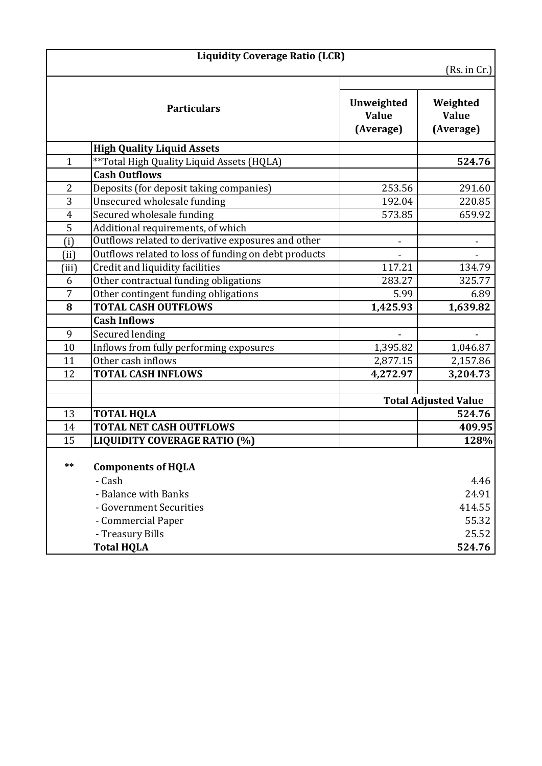## Liquidity Coverage Ratio (LCR)

(Rs. in Cr.)

| | Particulars | Unweighted Value (Average) | Weighted Value (Average) |
|---|---|---|---|
| | **High Quality Liquid Assets** | | |
| 1 | **Total High Quality Liquid Assets (HQLA) | | **524.76** |
| | **Cash Outflows** | | |
| 2 | Deposits (for deposit taking companies) | 253.56 | 291.60 |
| 3 | Unsecured wholesale funding | 192.04 | 220.85 |
| 4 | Secured wholesale funding | 573.85 | 659.92 |
| 5 | Additional requirements, of which | | |
| (i) | Outflows related to derivative exposures and other | - | - |
| (ii) | Outflows related to loss of funding on debt products | - | - |
| (iii) | Credit and liquidity facilities | 117.21 | 134.79 |
| 6 | Other contractual funding obligations | 283.27 | 325.77 |
| 7 | Other contingent funding obligations | 5.99 | 6.89 |
| **8** | **TOTAL CASH OUTFLOWS** | **1,425.93** | **1,639.82** |
| | **Cash Inflows** | | |
| 9 | Secured lending | - | - |
| 10 | Inflows from fully performing exposures | 1,395.82 | 1,046.87 |
| 11 | Other cash inflows | 2,877.15 | 2,157.86 |
| 12 | **TOTAL CASH INFLOWS** | **4,272.97** | **3,204.73** |
| | | | |
| | | | **Total Adjusted Value** |
| 13 | **TOTAL HQLA** | | **524.76** |
| 14 | **TOTAL NET CASH OUTFLOWS** | | **409.95** |
| 15 | **LIQUIDITY COVERAGE RATIO (%)** | | **128%** |

| | | |
|---|---|---|
| ** | **Components of HQLA** | |
| | - Cash | 4.46 |
| | - Balance with Banks | 24.91 |
| | - Government Securities | 414.55 |
| | - Commercial Paper | 55.32 |
| | - Treasury Bills | 25.52 |
| | **Total HQLA** | **524.76** |